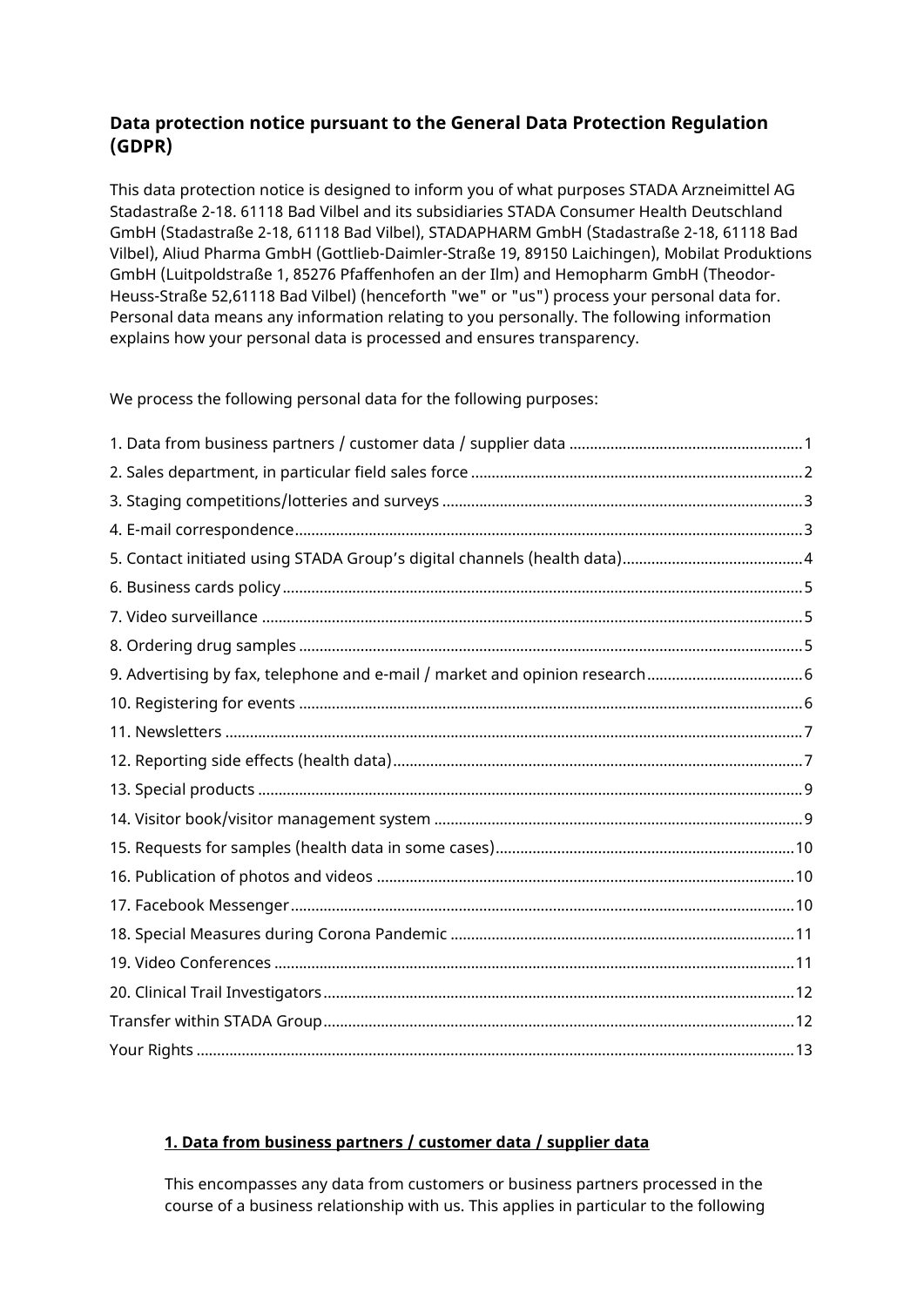## Data protection notice pursuant to the General Data Protection Regulation (GDPR)

This data protection notice is designed to inform you of what purposes STADA Arzneimittel AG Stadastraße 2-18. 61118 Bad Vilbel and its subsidiaries STADA Consumer Health Deutschland GmbH (Stadastraße 2-18, 61118 Bad Vilbel), STADAPHARM GmbH (Stadastraße 2-18, 61118 Bad Vilbel), Aliud Pharma GmbH (Gottlieb-Daimler-Straße 19, 89150 Laichingen), Mobilat Produktions GmbH (Luitpoldstraße 1, 85276 Pfaffenhofen an der Ilm) and Hemopharm GmbH (Theodor-Heuss-Straße 52,61118 Bad Vilbel) (henceforth "we" or "us") process your personal data for. Personal data means any information relating to you personally. The following information explains how your personal data is processed and ensures transparency.

We process the following personal data for the following purposes:

1. Data from business partners / customer data / supplier data ........ 1
2. Sales department, in particular field sales force ........ 2
3. Staging competitions/lotteries and surveys ........ 3
4. E-mail correspondence ........ 3
5. Contact initiated using STADA Group's digital channels (health data) ........ 4
6. Business cards policy ........ 5
7. Video surveillance ........ 5
8. Ordering drug samples ........ 5
9. Advertising by fax, telephone and e-mail / market and opinion research ........ 6
10. Registering for events ........ 6
11. Newsletters ........ 7
12. Reporting side effects (health data) ........ 7
13. Special products ........ 9
14. Visitor book/visitor management system ........ 9
15. Requests for samples (health data in some cases) ........ 10
16. Publication of photos and videos ........ 10
17. Facebook Messenger ........ 10
18. Special Measures during Corona Pandemic ........ 11
19. Video Conferences ........ 11
20. Clinical Trail Investigators ........ 12

Transfer within STADA Group ........ 12

Your Rights ........ 13

### 1. Data from business partners / customer data / supplier data

This encompasses any data from customers or business partners processed in the course of a business relationship with us. This applies in particular to the following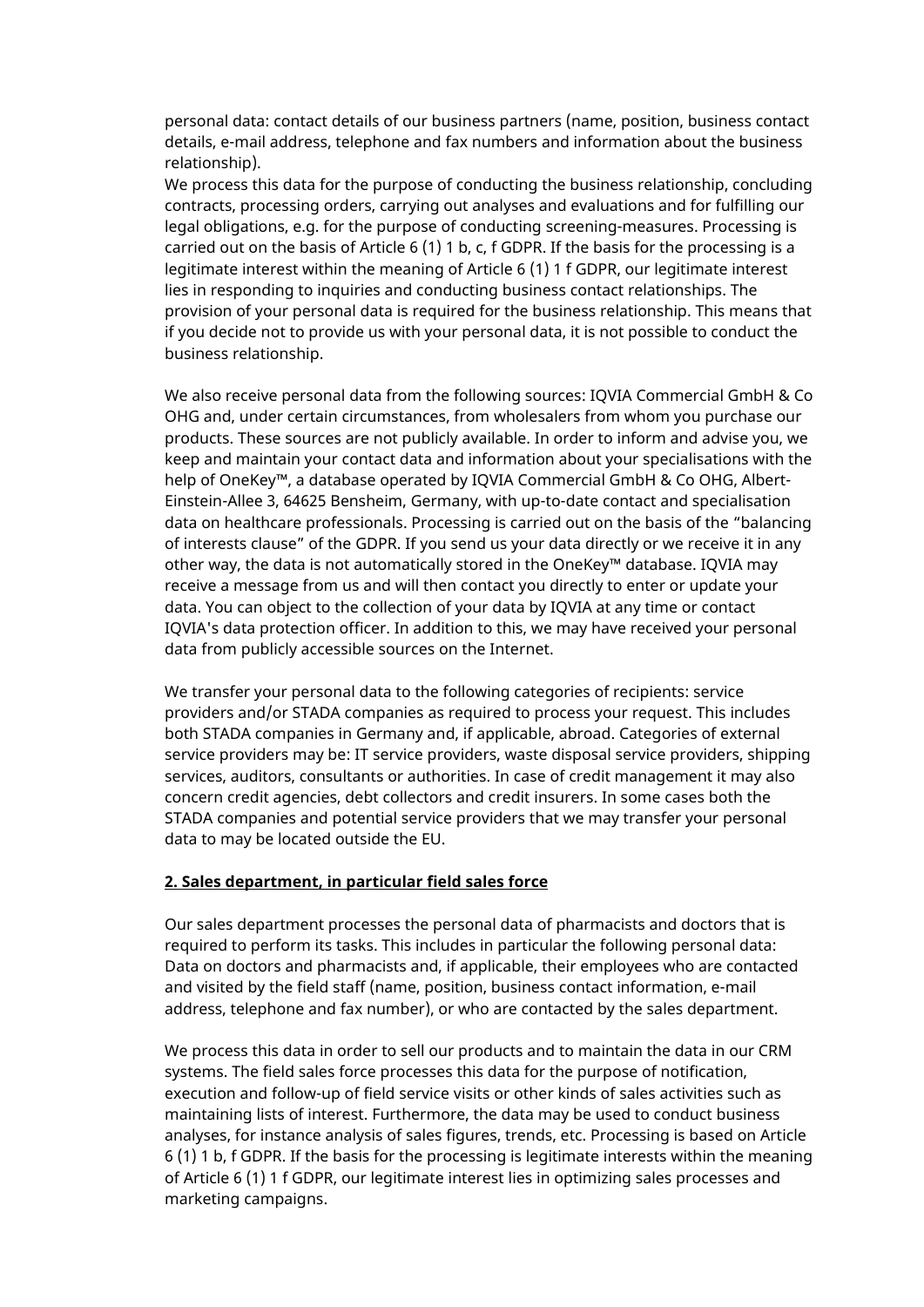personal data: contact details of our business partners (name, position, business contact details, e-mail address, telephone and fax numbers and information about the business relationship).
We process this data for the purpose of conducting the business relationship, concluding contracts, processing orders, carrying out analyses and evaluations and for fulfilling our legal obligations, e.g. for the purpose of conducting screening-measures. Processing is carried out on the basis of Article 6 (1) 1 b, c, f GDPR. If the basis for the processing is a legitimate interest within the meaning of Article 6 (1) 1 f GDPR, our legitimate interest lies in responding to inquiries and conducting business contact relationships. The provision of your personal data is required for the business relationship. This means that if you decide not to provide us with your personal data, it is not possible to conduct the business relationship.

We also receive personal data from the following sources: IQVIA Commercial GmbH & Co OHG and, under certain circumstances, from wholesalers from whom you purchase our products. These sources are not publicly available. In order to inform and advise you, we keep and maintain your contact data and information about your specialisations with the help of OneKey™, a database operated by IQVIA Commercial GmbH & Co OHG, Albert-Einstein-Allee 3, 64625 Bensheim, Germany, with up-to-date contact and specialisation data on healthcare professionals. Processing is carried out on the basis of the "balancing of interests clause" of the GDPR. If you send us your data directly or we receive it in any other way, the data is not automatically stored in the OneKey™ database. IQVIA may receive a message from us and will then contact you directly to enter or update your data. You can object to the collection of your data by IQVIA at any time or contact IQVIA's data protection officer. In addition to this, we may have received your personal data from publicly accessible sources on the Internet.

We transfer your personal data to the following categories of recipients: service providers and/or STADA companies as required to process your request. This includes both STADA companies in Germany and, if applicable, abroad. Categories of external service providers may be: IT service providers, waste disposal service providers, shipping services, auditors, consultants or authorities. In case of credit management it may also concern credit agencies, debt collectors and credit insurers. In some cases both the STADA companies and potential service providers that we may transfer your personal data to may be located outside the EU.

**2. Sales department, in particular field sales force**

Our sales department processes the personal data of pharmacists and doctors that is required to perform its tasks. This includes in particular the following personal data: Data on doctors and pharmacists and, if applicable, their employees who are contacted and visited by the field staff (name, position, business contact information, e-mail address, telephone and fax number), or who are contacted by the sales department.

We process this data in order to sell our products and to maintain the data in our CRM systems. The field sales force processes this data for the purpose of notification, execution and follow-up of field service visits or other kinds of sales activities such as maintaining lists of interest. Furthermore, the data may be used to conduct business analyses, for instance analysis of sales figures, trends, etc. Processing is based on Article 6 (1) 1 b, f GDPR. If the basis for the processing is legitimate interests within the meaning of Article 6 (1) 1 f GDPR, our legitimate interest lies in optimizing sales processes and marketing campaigns.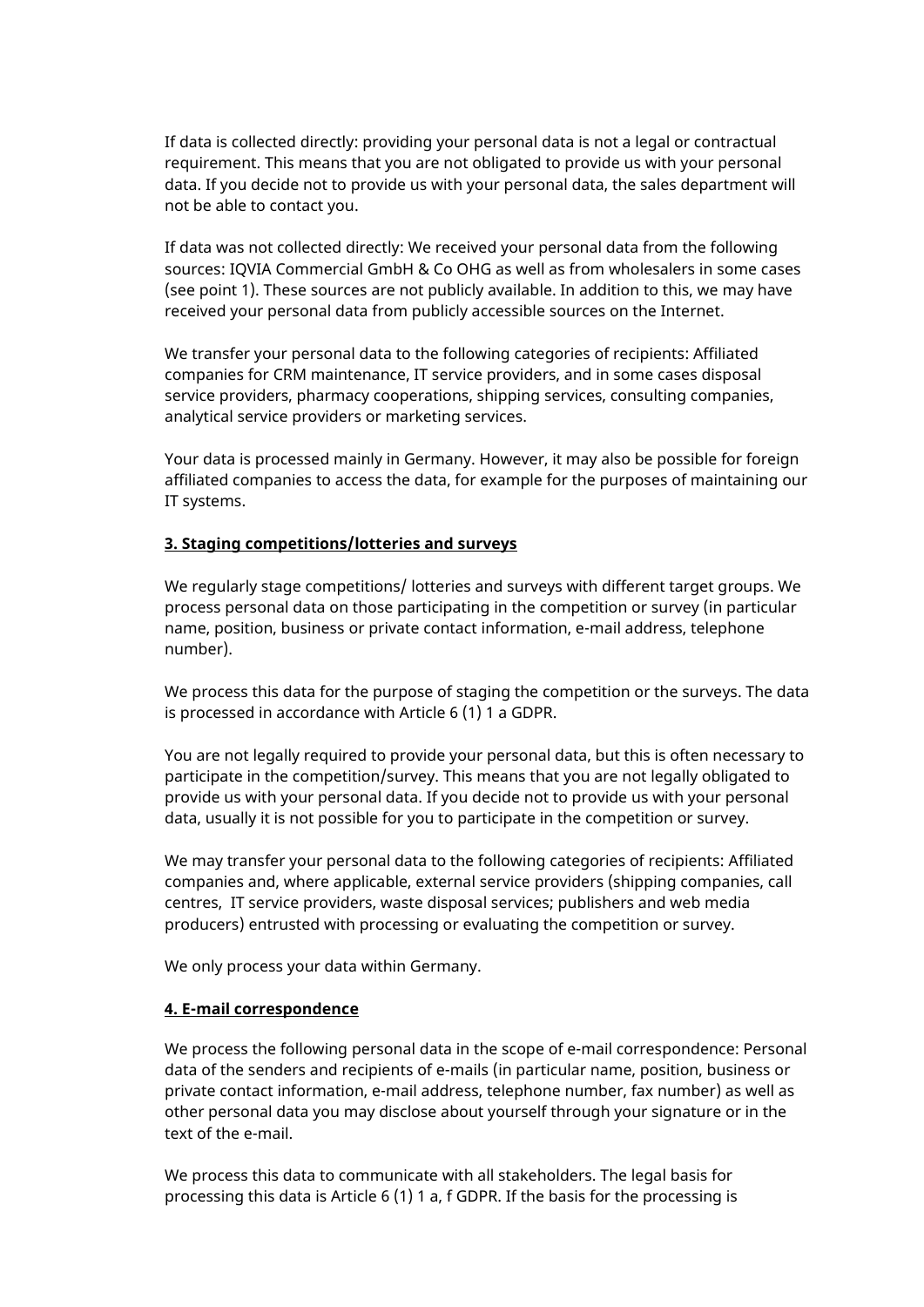If data is collected directly: providing your personal data is not a legal or contractual requirement. This means that you are not obligated to provide us with your personal data. If you decide not to provide us with your personal data, the sales department will not be able to contact you.

If data was not collected directly: We received your personal data from the following sources: IQVIA Commercial GmbH & Co OHG as well as from wholesalers in some cases (see point 1). These sources are not publicly available. In addition to this, we may have received your personal data from publicly accessible sources on the Internet.

We transfer your personal data to the following categories of recipients: Affiliated companies for CRM maintenance, IT service providers, and in some cases disposal service providers, pharmacy cooperations, shipping services, consulting companies, analytical service providers or marketing services.

Your data is processed mainly in Germany. However, it may also be possible for foreign affiliated companies to access the data, for example for the purposes of maintaining our IT systems.

**3. Staging competitions/lotteries and surveys**

We regularly stage competitions/ lotteries and surveys with different target groups. We process personal data on those participating in the competition or survey (in particular name, position, business or private contact information, e-mail address, telephone number).

We process this data for the purpose of staging the competition or the surveys. The data is processed in accordance with Article 6 (1) 1 a GDPR.

You are not legally required to provide your personal data, but this is often necessary to participate in the competition/survey. This means that you are not legally obligated to provide us with your personal data. If you decide not to provide us with your personal data, usually it is not possible for you to participate in the competition or survey.

We may transfer your personal data to the following categories of recipients: Affiliated companies and, where applicable, external service providers (shipping companies, call centres, IT service providers, waste disposal services; publishers and web media producers) entrusted with processing or evaluating the competition or survey.

We only process your data within Germany.

**4. E-mail correspondence**

We process the following personal data in the scope of e-mail correspondence: Personal data of the senders and recipients of e-mails (in particular name, position, business or private contact information, e-mail address, telephone number, fax number) as well as other personal data you may disclose about yourself through your signature or in the text of the e-mail.

We process this data to communicate with all stakeholders. The legal basis for processing this data is Article 6 (1) 1 a, f GDPR. If the basis for the processing is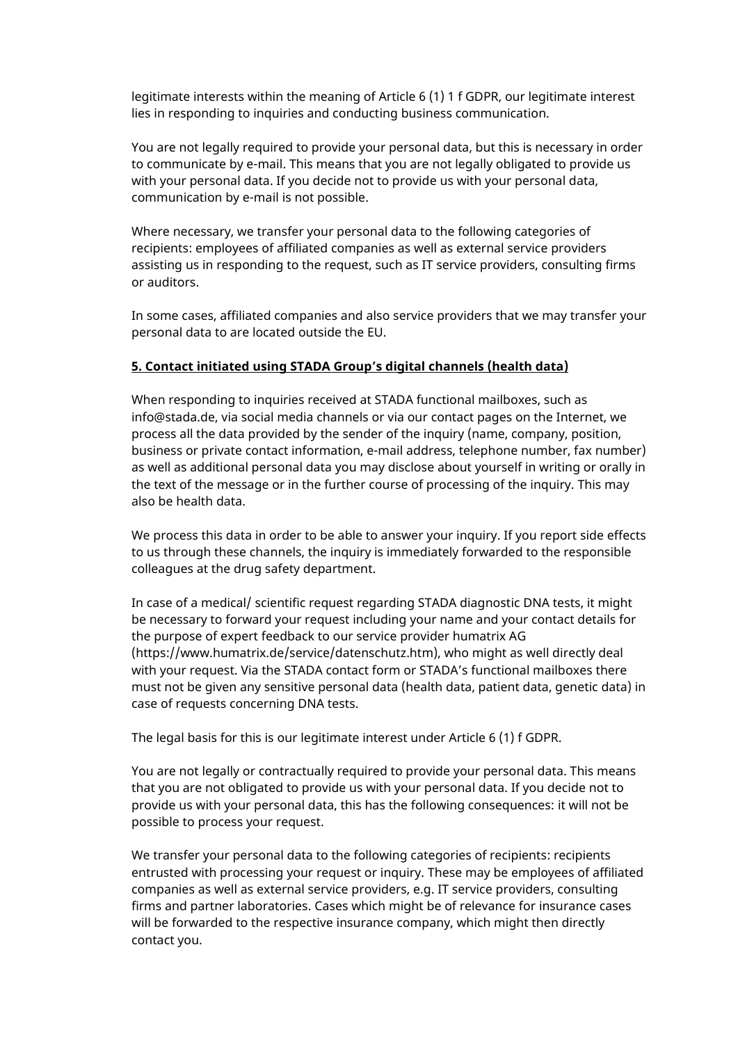legitimate interests within the meaning of Article 6 (1) 1 f GDPR, our legitimate interest lies in responding to inquiries and conducting business communication.

You are not legally required to provide your personal data, but this is necessary in order to communicate by e-mail. This means that you are not legally obligated to provide us with your personal data. If you decide not to provide us with your personal data, communication by e-mail is not possible.

Where necessary, we transfer your personal data to the following categories of recipients: employees of affiliated companies as well as external service providers assisting us in responding to the request, such as IT service providers, consulting firms or auditors.

In some cases, affiliated companies and also service providers that we may transfer your personal data to are located outside the EU.

## 5. Contact initiated using STADA Group's digital channels (health data)

When responding to inquiries received at STADA functional mailboxes, such as info@stada.de, via social media channels or via our contact pages on the Internet, we process all the data provided by the sender of the inquiry (name, company, position, business or private contact information, e-mail address, telephone number, fax number) as well as additional personal data you may disclose about yourself in writing or orally in the text of the message or in the further course of processing of the inquiry. This may also be health data.

We process this data in order to be able to answer your inquiry. If you report side effects to us through these channels, the inquiry is immediately forwarded to the responsible colleagues at the drug safety department.

In case of a medical/ scientific request regarding STADA diagnostic DNA tests, it might be necessary to forward your request including your name and your contact details for the purpose of expert feedback to our service provider humatrix AG (https://www.humatrix.de/service/datenschutz.htm), who might as well directly deal with your request. Via the STADA contact form or STADA's functional mailboxes there must not be given any sensitive personal data (health data, patient data, genetic data) in case of requests concerning DNA tests.

The legal basis for this is our legitimate interest under Article 6 (1) f GDPR.

You are not legally or contractually required to provide your personal data. This means that you are not obligated to provide us with your personal data. If you decide not to provide us with your personal data, this has the following consequences: it will not be possible to process your request.

We transfer your personal data to the following categories of recipients: recipients entrusted with processing your request or inquiry. These may be employees of affiliated companies as well as external service providers, e.g. IT service providers, consulting firms and partner laboratories. Cases which might be of relevance for insurance cases will be forwarded to the respective insurance company, which might then directly contact you.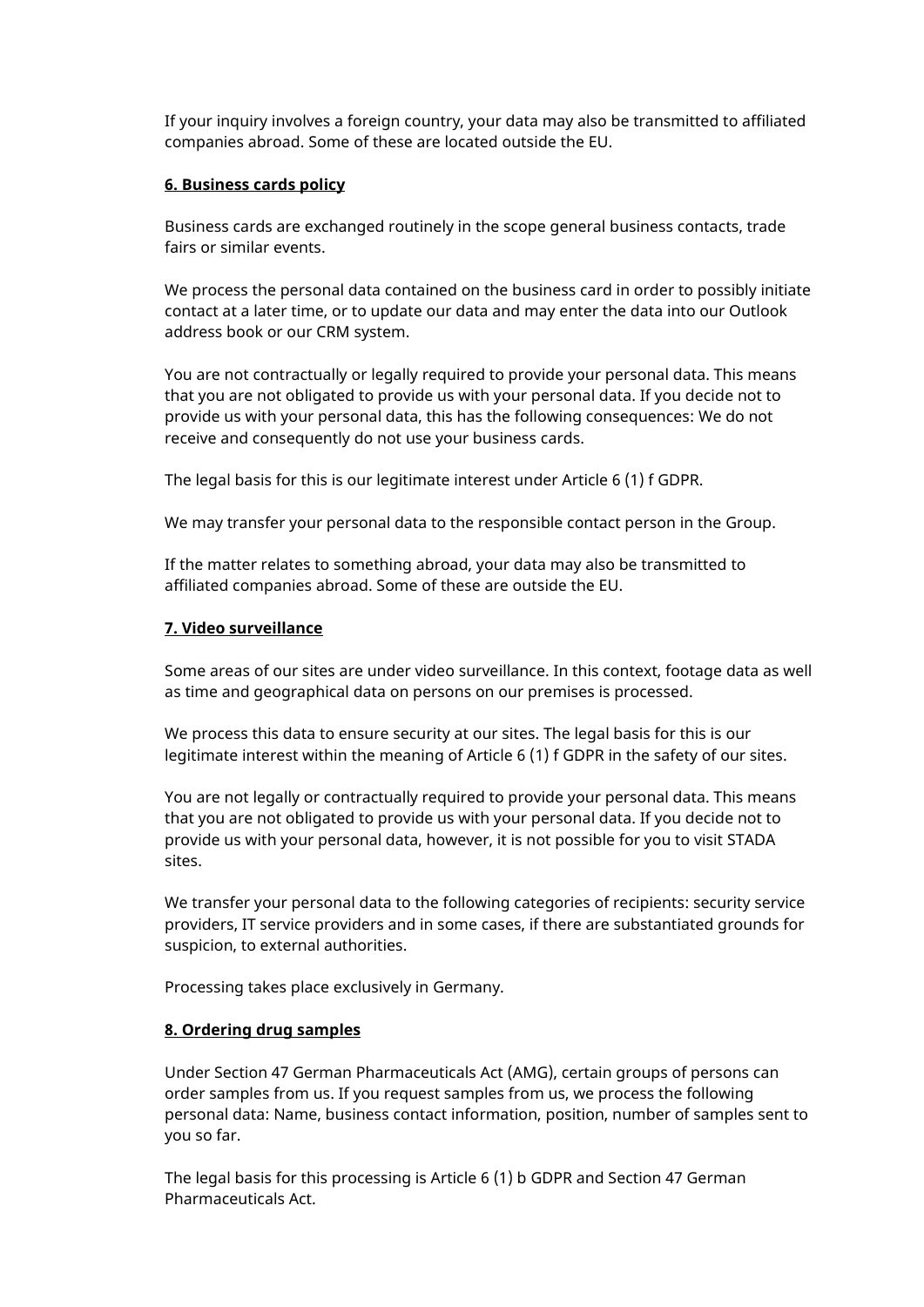If your inquiry involves a foreign country, your data may also be transmitted to affiliated companies abroad. Some of these are located outside the EU.

**6. Business cards policy**

Business cards are exchanged routinely in the scope general business contacts, trade fairs or similar events.

We process the personal data contained on the business card in order to possibly initiate contact at a later time, or to update our data and may enter the data into our Outlook address book or our CRM system.

You are not contractually or legally required to provide your personal data. This means that you are not obligated to provide us with your personal data. If you decide not to provide us with your personal data, this has the following consequences: We do not receive and consequently do not use your business cards.

The legal basis for this is our legitimate interest under Article 6 (1) f GDPR.

We may transfer your personal data to the responsible contact person in the Group.

If the matter relates to something abroad, your data may also be transmitted to affiliated companies abroad. Some of these are outside the EU.

**7. Video surveillance**

Some areas of our sites are under video surveillance. In this context, footage data as well as time and geographical data on persons on our premises is processed.

We process this data to ensure security at our sites. The legal basis for this is our legitimate interest within the meaning of Article 6 (1) f GDPR in the safety of our sites.

You are not legally or contractually required to provide your personal data. This means that you are not obligated to provide us with your personal data. If you decide not to provide us with your personal data, however, it is not possible for you to visit STADA sites.

We transfer your personal data to the following categories of recipients: security service providers, IT service providers and in some cases, if there are substantiated grounds for suspicion, to external authorities.

Processing takes place exclusively in Germany.

**8. Ordering drug samples**

Under Section 47 German Pharmaceuticals Act (AMG), certain groups of persons can order samples from us. If you request samples from us, we process the following personal data: Name, business contact information, position, number of samples sent to you so far.

The legal basis for this processing is Article 6 (1) b GDPR and Section 47 German Pharmaceuticals Act.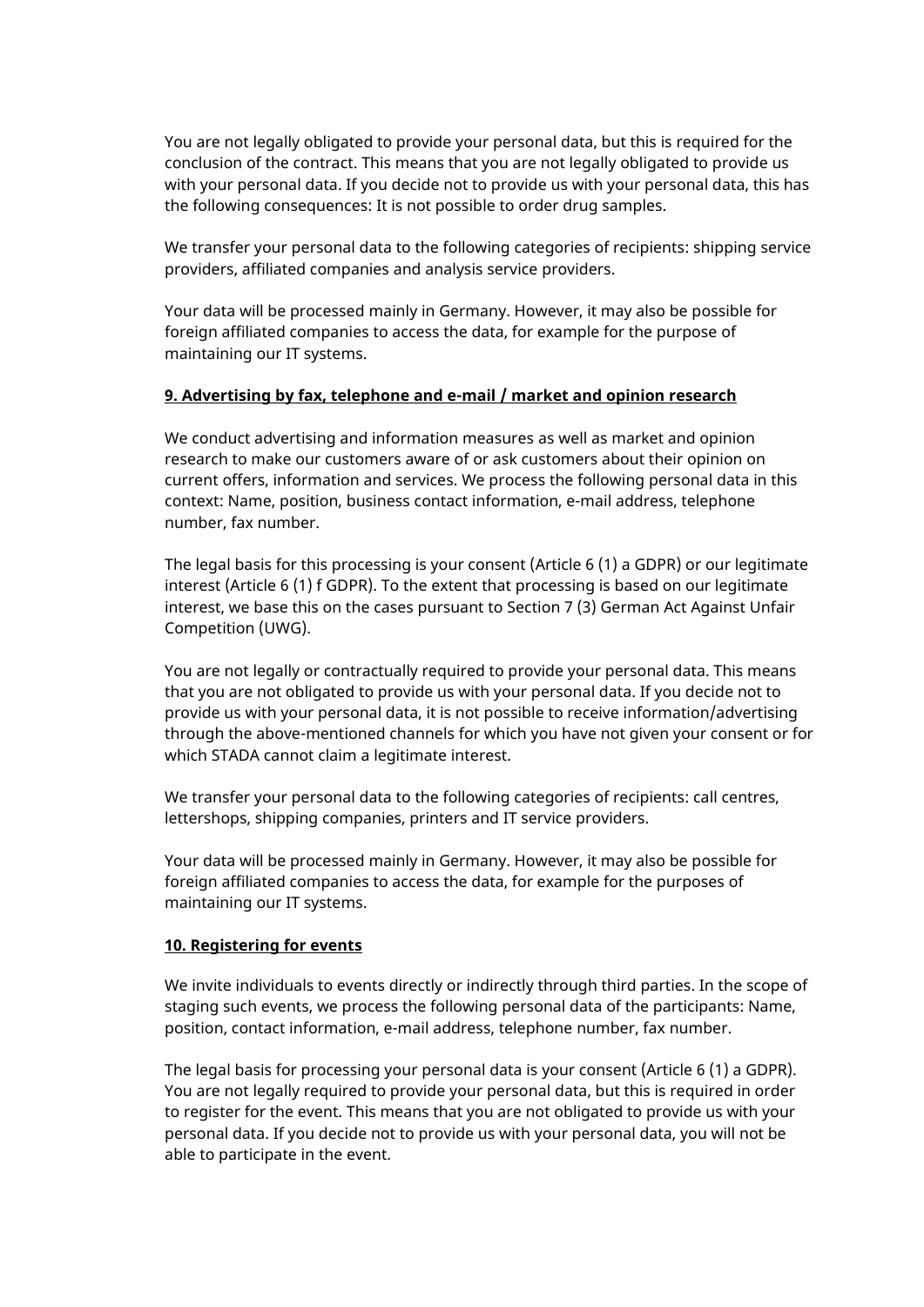You are not legally obligated to provide your personal data, but this is required for the conclusion of the contract. This means that you are not legally obligated to provide us with your personal data. If you decide not to provide us with your personal data, this has the following consequences: It is not possible to order drug samples.

We transfer your personal data to the following categories of recipients: shipping service providers, affiliated companies and analysis service providers.

Your data will be processed mainly in Germany. However, it may also be possible for foreign affiliated companies to access the data, for example for the purpose of maintaining our IT systems.

## 9. Advertising by fax, telephone and e-mail / market and opinion research

We conduct advertising and information measures as well as market and opinion research to make our customers aware of or ask customers about their opinion on current offers, information and services. We process the following personal data in this context: Name, position, business contact information, e-mail address, telephone number, fax number.

The legal basis for this processing is your consent (Article 6 (1) a GDPR) or our legitimate interest (Article 6 (1) f GDPR). To the extent that processing is based on our legitimate interest, we base this on the cases pursuant to Section 7 (3) German Act Against Unfair Competition (UWG).

You are not legally or contractually required to provide your personal data. This means that you are not obligated to provide us with your personal data. If you decide not to provide us with your personal data, it is not possible to receive information/advertising through the above-mentioned channels for which you have not given your consent or for which STADA cannot claim a legitimate interest.

We transfer your personal data to the following categories of recipients: call centres, lettershops, shipping companies, printers and IT service providers.

Your data will be processed mainly in Germany. However, it may also be possible for foreign affiliated companies to access the data, for example for the purposes of maintaining our IT systems.

## 10. Registering for events

We invite individuals to events directly or indirectly through third parties. In the scope of staging such events, we process the following personal data of the participants: Name, position, contact information, e-mail address, telephone number, fax number.

The legal basis for processing your personal data is your consent (Article 6 (1) a GDPR). You are not legally required to provide your personal data, but this is required in order to register for the event. This means that you are not obligated to provide us with your personal data. If you decide not to provide us with your personal data, you will not be able to participate in the event.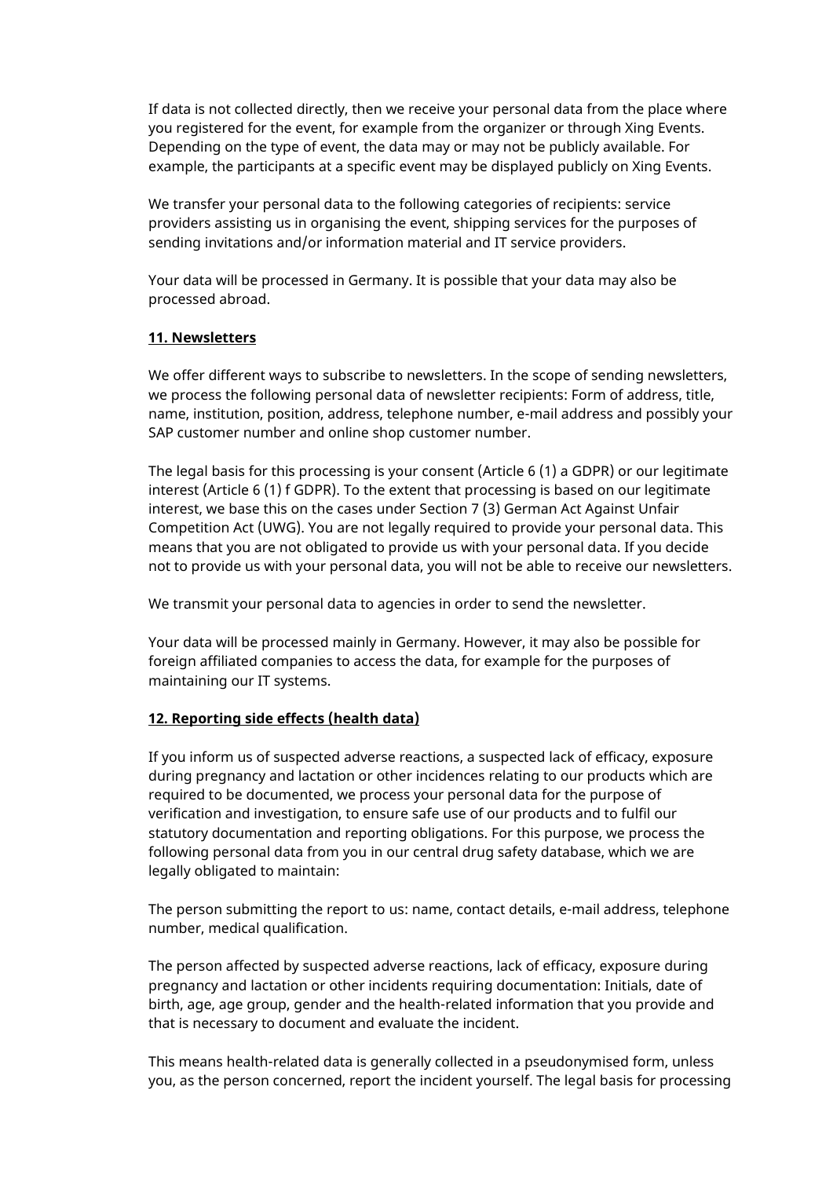If data is not collected directly, then we receive your personal data from the place where you registered for the event, for example from the organizer or through Xing Events. Depending on the type of event, the data may or may not be publicly available. For example, the participants at a specific event may be displayed publicly on Xing Events.

We transfer your personal data to the following categories of recipients: service providers assisting us in organising the event, shipping services for the purposes of sending invitations and/or information material and IT service providers.

Your data will be processed in Germany. It is possible that your data may also be processed abroad.

## 11. Newsletters

We offer different ways to subscribe to newsletters. In the scope of sending newsletters, we process the following personal data of newsletter recipients: Form of address, title, name, institution, position, address, telephone number, e-mail address and possibly your SAP customer number and online shop customer number.

The legal basis for this processing is your consent (Article 6 (1) a GDPR) or our legitimate interest (Article 6 (1) f GDPR). To the extent that processing is based on our legitimate interest, we base this on the cases under Section 7 (3) German Act Against Unfair Competition Act (UWG). You are not legally required to provide your personal data. This means that you are not obligated to provide us with your personal data. If you decide not to provide us with your personal data, you will not be able to receive our newsletters.

We transmit your personal data to agencies in order to send the newsletter.

Your data will be processed mainly in Germany. However, it may also be possible for foreign affiliated companies to access the data, for example for the purposes of maintaining our IT systems.

## 12. Reporting side effects (health data)

If you inform us of suspected adverse reactions, a suspected lack of efficacy, exposure during pregnancy and lactation or other incidences relating to our products which are required to be documented, we process your personal data for the purpose of verification and investigation, to ensure safe use of our products and to fulfil our statutory documentation and reporting obligations. For this purpose, we process the following personal data from you in our central drug safety database, which we are legally obligated to maintain:

The person submitting the report to us: name, contact details, e-mail address, telephone number, medical qualification.

The person affected by suspected adverse reactions, lack of efficacy, exposure during pregnancy and lactation or other incidents requiring documentation: Initials, date of birth, age, age group, gender and the health-related information that you provide and that is necessary to document and evaluate the incident.

This means health-related data is generally collected in a pseudonymised form, unless you, as the person concerned, report the incident yourself. The legal basis for processing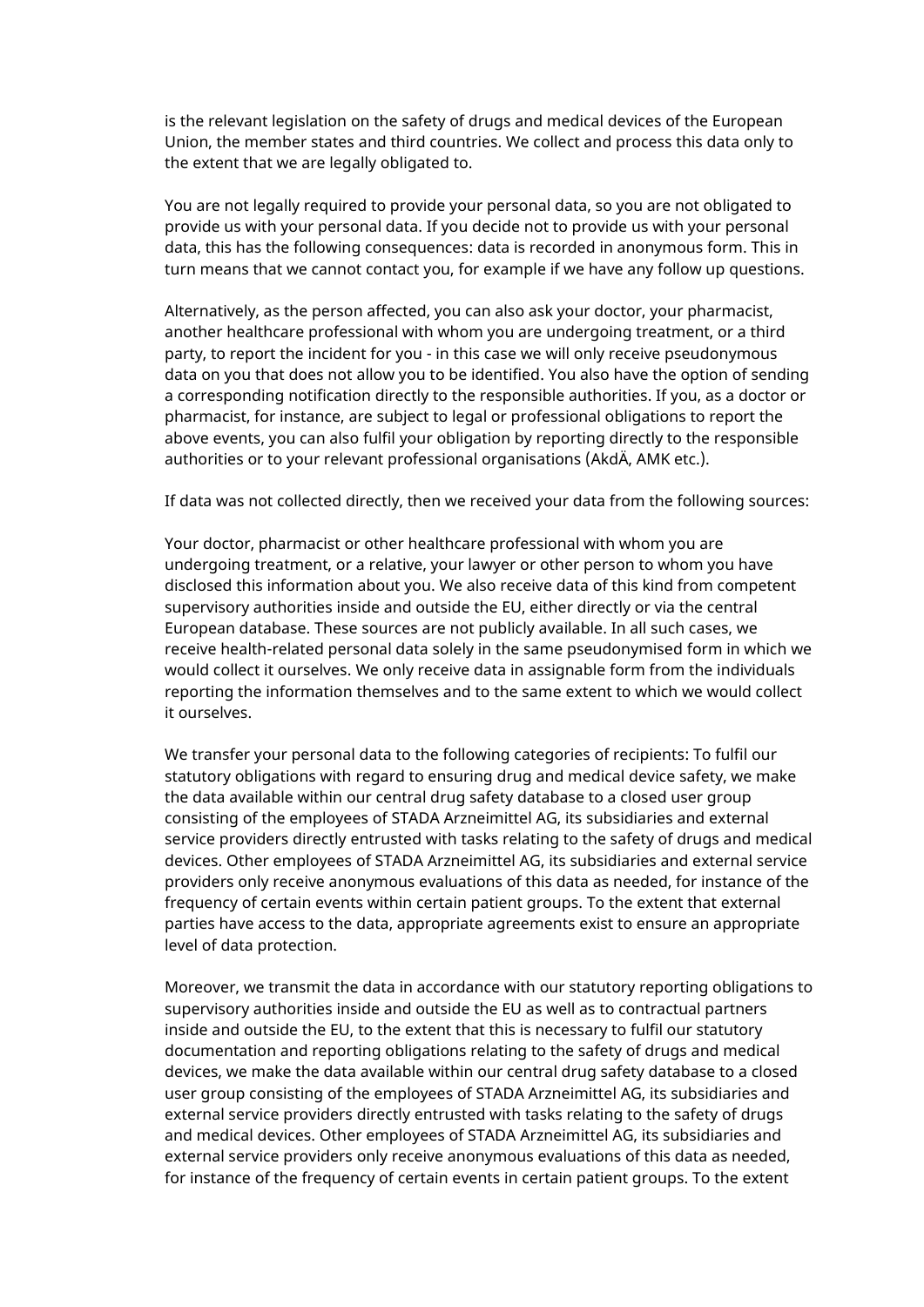is the relevant legislation on the safety of drugs and medical devices of the European Union, the member states and third countries. We collect and process this data only to the extent that we are legally obligated to.

You are not legally required to provide your personal data, so you are not obligated to provide us with your personal data. If you decide not to provide us with your personal data, this has the following consequences: data is recorded in anonymous form. This in turn means that we cannot contact you, for example if we have any follow up questions.

Alternatively, as the person affected, you can also ask your doctor, your pharmacist, another healthcare professional with whom you are undergoing treatment, or a third party, to report the incident for you - in this case we will only receive pseudonymous data on you that does not allow you to be identified. You also have the option of sending a corresponding notification directly to the responsible authorities. If you, as a doctor or pharmacist, for instance, are subject to legal or professional obligations to report the above events, you can also fulfil your obligation by reporting directly to the responsible authorities or to your relevant professional organisations (AkdÄ, AMK etc.).

If data was not collected directly, then we received your data from the following sources:

Your doctor, pharmacist or other healthcare professional with whom you are undergoing treatment, or a relative, your lawyer or other person to whom you have disclosed this information about you. We also receive data of this kind from competent supervisory authorities inside and outside the EU, either directly or via the central European database. These sources are not publicly available. In all such cases, we receive health-related personal data solely in the same pseudonymised form in which we would collect it ourselves. We only receive data in assignable form from the individuals reporting the information themselves and to the same extent to which we would collect it ourselves.

We transfer your personal data to the following categories of recipients: To fulfil our statutory obligations with regard to ensuring drug and medical device safety, we make the data available within our central drug safety database to a closed user group consisting of the employees of STADA Arzneimittel AG, its subsidiaries and external service providers directly entrusted with tasks relating to the safety of drugs and medical devices. Other employees of STADA Arzneimittel AG, its subsidiaries and external service providers only receive anonymous evaluations of this data as needed, for instance of the frequency of certain events within certain patient groups. To the extent that external parties have access to the data, appropriate agreements exist to ensure an appropriate level of data protection.

Moreover, we transmit the data in accordance with our statutory reporting obligations to supervisory authorities inside and outside the EU as well as to contractual partners inside and outside the EU, to the extent that this is necessary to fulfil our statutory documentation and reporting obligations relating to the safety of drugs and medical devices, we make the data available within our central drug safety database to a closed user group consisting of the employees of STADA Arzneimittel AG, its subsidiaries and external service providers directly entrusted with tasks relating to the safety of drugs and medical devices. Other employees of STADA Arzneimittel AG, its subsidiaries and external service providers only receive anonymous evaluations of this data as needed, for instance of the frequency of certain events in certain patient groups. To the extent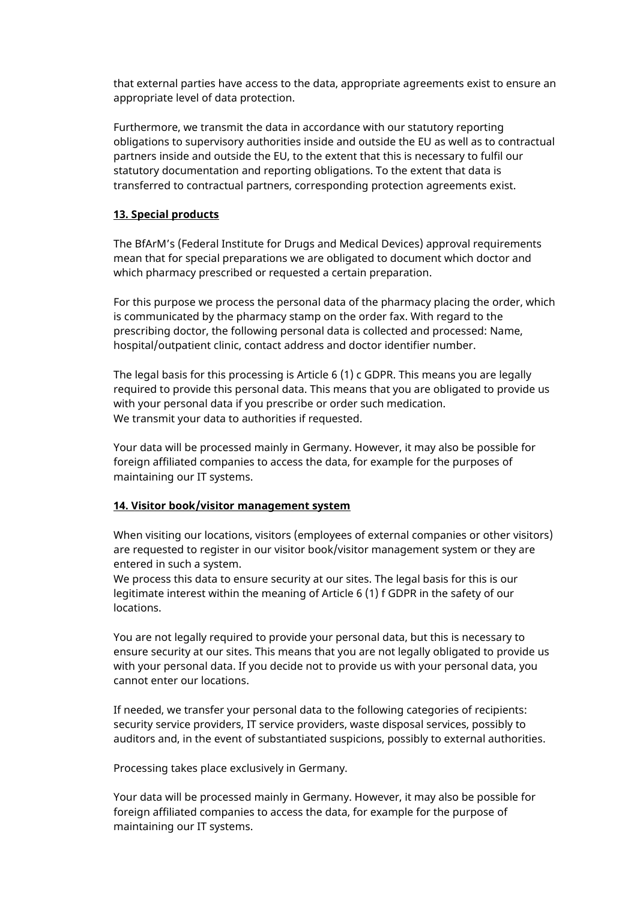that external parties have access to the data, appropriate agreements exist to ensure an appropriate level of data protection.

Furthermore, we transmit the data in accordance with our statutory reporting obligations to supervisory authorities inside and outside the EU as well as to contractual partners inside and outside the EU, to the extent that this is necessary to fulfil our statutory documentation and reporting obligations. To the extent that data is transferred to contractual partners, corresponding protection agreements exist.

## 13. Special products

The BfArM's (Federal Institute for Drugs and Medical Devices) approval requirements mean that for special preparations we are obligated to document which doctor and which pharmacy prescribed or requested a certain preparation.

For this purpose we process the personal data of the pharmacy placing the order, which is communicated by the pharmacy stamp on the order fax. With regard to the prescribing doctor, the following personal data is collected and processed: Name, hospital/outpatient clinic, contact address and doctor identifier number.

The legal basis for this processing is Article 6 (1) c GDPR. This means you are legally required to provide this personal data. This means that you are obligated to provide us with your personal data if you prescribe or order such medication.
We transmit your data to authorities if requested.

Your data will be processed mainly in Germany. However, it may also be possible for foreign affiliated companies to access the data, for example for the purposes of maintaining our IT systems.

## 14. Visitor book/visitor management system

When visiting our locations, visitors (employees of external companies or other visitors) are requested to register in our visitor book/visitor management system or they are entered in such a system.
We process this data to ensure security at our sites. The legal basis for this is our legitimate interest within the meaning of Article 6 (1) f GDPR in the safety of our locations.

You are not legally required to provide your personal data, but this is necessary to ensure security at our sites. This means that you are not legally obligated to provide us with your personal data. If you decide not to provide us with your personal data, you cannot enter our locations.

If needed, we transfer your personal data to the following categories of recipients: security service providers, IT service providers, waste disposal services, possibly to auditors and, in the event of substantiated suspicions, possibly to external authorities.

Processing takes place exclusively in Germany.

Your data will be processed mainly in Germany. However, it may also be possible for foreign affiliated companies to access the data, for example for the purpose of maintaining our IT systems.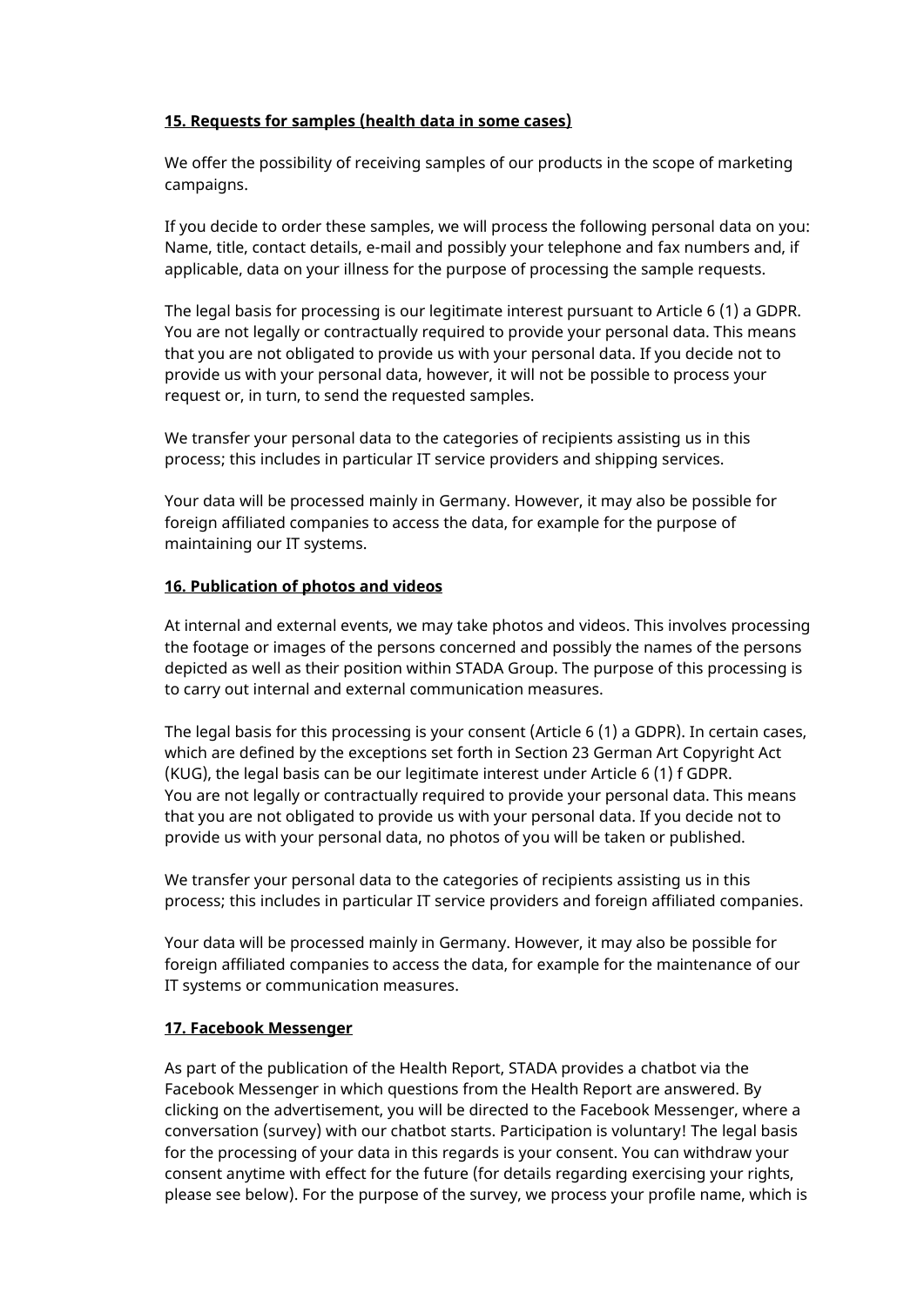**15. Requests for samples (health data in some cases)**

We offer the possibility of receiving samples of our products in the scope of marketing campaigns.

If you decide to order these samples, we will process the following personal data on you: Name, title, contact details, e-mail and possibly your telephone and fax numbers and, if applicable, data on your illness for the purpose of processing the sample requests.

The legal basis for processing is our legitimate interest pursuant to Article 6 (1) a GDPR. You are not legally or contractually required to provide your personal data. This means that you are not obligated to provide us with your personal data. If you decide not to provide us with your personal data, however, it will not be possible to process your request or, in turn, to send the requested samples.

We transfer your personal data to the categories of recipients assisting us in this process; this includes in particular IT service providers and shipping services.

Your data will be processed mainly in Germany. However, it may also be possible for foreign affiliated companies to access the data, for example for the purpose of maintaining our IT systems.

**16. Publication of photos and videos**

At internal and external events, we may take photos and videos. This involves processing the footage or images of the persons concerned and possibly the names of the persons depicted as well as their position within STADA Group. The purpose of this processing is to carry out internal and external communication measures.

The legal basis for this processing is your consent (Article 6 (1) a GDPR). In certain cases, which are defined by the exceptions set forth in Section 23 German Art Copyright Act (KUG), the legal basis can be our legitimate interest under Article 6 (1) f GDPR.
You are not legally or contractually required to provide your personal data. This means that you are not obligated to provide us with your personal data. If you decide not to provide us with your personal data, no photos of you will be taken or published.

We transfer your personal data to the categories of recipients assisting us in this process; this includes in particular IT service providers and foreign affiliated companies.

Your data will be processed mainly in Germany. However, it may also be possible for foreign affiliated companies to access the data, for example for the maintenance of our IT systems or communication measures.

**17. Facebook Messenger**

As part of the publication of the Health Report, STADA provides a chatbot via the Facebook Messenger in which questions from the Health Report are answered. By clicking on the advertisement, you will be directed to the Facebook Messenger, where a conversation (survey) with our chatbot starts. Participation is voluntary! The legal basis for the processing of your data in this regards is your consent. You can withdraw your consent anytime with effect for the future (for details regarding exercising your rights, please see below). For the purpose of the survey, we process your profile name, which is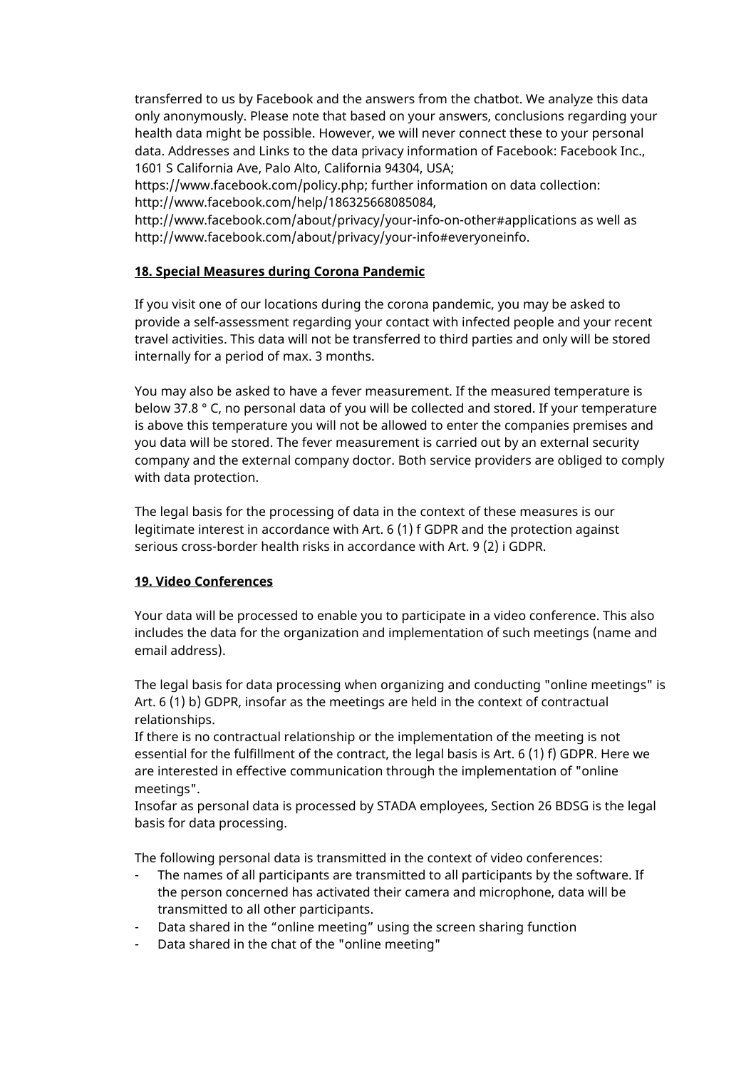transferred to us by Facebook and the answers from the chatbot. We analyze this data only anonymously. Please note that based on your answers, conclusions regarding your health data might be possible. However, we will never connect these to your personal data. Addresses and Links to the data privacy information of Facebook: Facebook Inc., 1601 S California Ave, Palo Alto, California 94304, USA; https://www.facebook.com/policy.php; further information on data collection: http://www.facebook.com/help/186325668085084, http://www.facebook.com/about/privacy/your-info-on-other#applications as well as http://www.facebook.com/about/privacy/your-info#everyoneinfo.

**18. Special Measures during Corona Pandemic**

If you visit one of our locations during the corona pandemic, you may be asked to provide a self-assessment regarding your contact with infected people and your recent travel activities. This data will not be transferred to third parties and only will be stored internally for a period of max. 3 months.

You may also be asked to have a fever measurement. If the measured temperature is below 37.8 ° C, no personal data of you will be collected and stored. If your temperature is above this temperature you will not be allowed to enter the companies premises and you data will be stored. The fever measurement is carried out by an external security company and the external company doctor. Both service providers are obliged to comply with data protection.

The legal basis for the processing of data in the context of these measures is our legitimate interest in accordance with Art. 6 (1) f GDPR and the protection against serious cross-border health risks in accordance with Art. 9 (2) i GDPR.

**19. Video Conferences**

Your data will be processed to enable you to participate in a video conference. This also includes the data for the organization and implementation of such meetings (name and email address).

The legal basis for data processing when organizing and conducting "online meetings" is Art. 6 (1) b) GDPR, insofar as the meetings are held in the context of contractual relationships.
If there is no contractual relationship or the implementation of the meeting is not essential for the fulfillment of the contract, the legal basis is Art. 6 (1) f) GDPR. Here we are interested in effective communication through the implementation of "online meetings".
Insofar as personal data is processed by STADA employees, Section 26 BDSG is the legal basis for data processing.

The following personal data is transmitted in the context of video conferences:

- The names of all participants are transmitted to all participants by the software. If the person concerned has activated their camera and microphone, data will be transmitted to all other participants.
- Data shared in the “online meeting” using the screen sharing function
- Data shared in the chat of the "online meeting"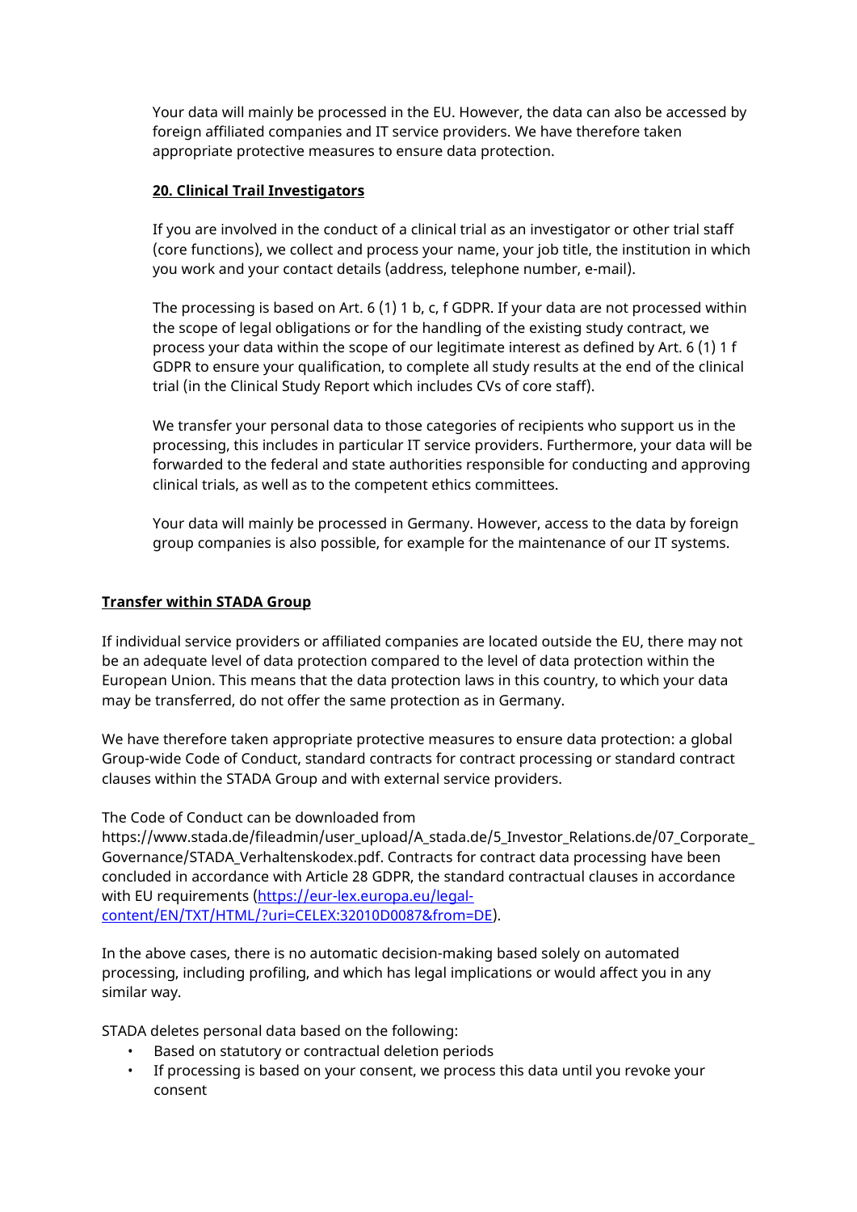Your data will mainly be processed in the EU. However, the data can also be accessed by foreign affiliated companies and IT service providers. We have therefore taken appropriate protective measures to ensure data protection.

**20. Clinical Trail Investigators**

If you are involved in the conduct of a clinical trial as an investigator or other trial staff (core functions), we collect and process your name, your job title, the institution in which you work and your contact details (address, telephone number, e-mail).

The processing is based on Art. 6 (1) 1 b, c, f GDPR. If your data are not processed within the scope of legal obligations or for the handling of the existing study contract, we process your data within the scope of our legitimate interest as defined by Art. 6 (1) 1 f GDPR to ensure your qualification, to complete all study results at the end of the clinical trial (in the Clinical Study Report which includes CVs of core staff).

We transfer your personal data to those categories of recipients who support us in the processing, this includes in particular IT service providers. Furthermore, your data will be forwarded to the federal and state authorities responsible for conducting and approving clinical trials, as well as to the competent ethics committees.

Your data will mainly be processed in Germany. However, access to the data by foreign group companies is also possible, for example for the maintenance of our IT systems.

**Transfer within STADA Group**

If individual service providers or affiliated companies are located outside the EU, there may not be an adequate level of data protection compared to the level of data protection within the European Union. This means that the data protection laws in this country, to which your data may be transferred, do not offer the same protection as in Germany.

We have therefore taken appropriate protective measures to ensure data protection: a global Group-wide Code of Conduct, standard contracts for contract processing or standard contract clauses within the STADA Group and with external service providers.

The Code of Conduct can be downloaded from https://www.stada.de/fileadmin/user_upload/A_stada.de/5_Investor_Relations.de/07_Corporate_Governance/STADA_Verhaltenskodex.pdf. Contracts for contract data processing have been concluded in accordance with Article 28 GDPR, the standard contractual clauses in accordance with EU requirements (https://eur-lex.europa.eu/legal-content/EN/TXT/HTML/?uri=CELEX:32010D0087&from=DE).

In the above cases, there is no automatic decision-making based solely on automated processing, including profiling, and which has legal implications or would affect you in any similar way.

STADA deletes personal data based on the following:

- Based on statutory or contractual deletion periods
- If processing is based on your consent, we process this data until you revoke your consent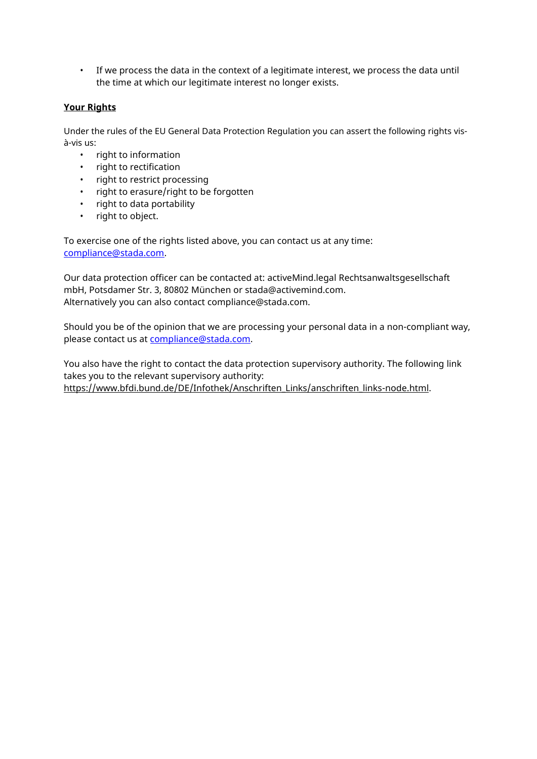- If we process the data in the context of a legitimate interest, we process the data until the time at which our legitimate interest no longer exists.

**Your Rights**

Under the rules of the EU General Data Protection Regulation you can assert the following rights vis-à-vis us:

- right to information
- right to rectification
- right to restrict processing
- right to erasure/right to be forgotten
- right to data portability
- right to object.

To exercise one of the rights listed above, you can contact us at any time: compliance@stada.com.

Our data protection officer can be contacted at: activeMind.legal Rechtsanwaltsgesellschaft mbH, Potsdamer Str. 3, 80802 München or stada@activemind.com.
Alternatively you can also contact compliance@stada.com.

Should you be of the opinion that we are processing your personal data in a non-compliant way, please contact us at compliance@stada.com.

You also have the right to contact the data protection supervisory authority. The following link takes you to the relevant supervisory authority:
https://www.bfdi.bund.de/DE/Infothek/Anschriften_Links/anschriften_links-node.html.